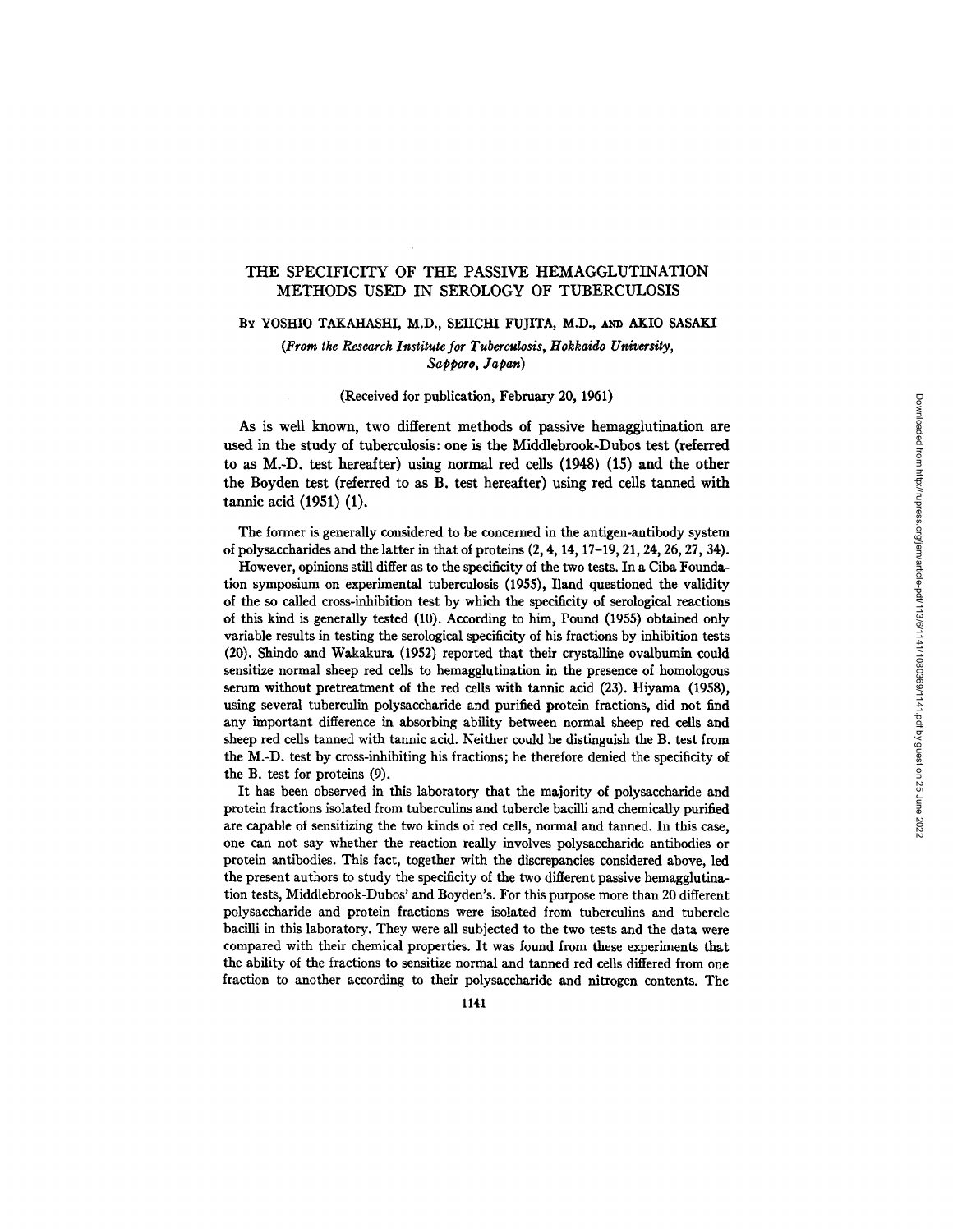# THE SPECIFICITY OF THE PASSIVE HEMAGGLUTINATION METHODS USED IN SEROLOGY OF TUBERCULOSIS

By YOSHIO TAKAHASHI, M.D., SEIICHI FUJITA, M.D., AND AKIO SASAKI

*(From the Research Institute for Tuberculosis, Hokkaido University, Sapporo, Japan)*

(Received for publication, February 20, 1961)

As is well known, two different methods of passive hemagglutination are used in the study of tuberculosis: one is the Middlebrook-Dubos test (referred to as M.-D. test hereafter) using normal red cells (1948) (15) and the other the Boyden test (referred to as B. test hereafter) using red cells tanned with tannic acid (1951) (1).

The former is generally considered to be concerned in the antigen-antibody system of polysaccharides and the latter in that of proteins (2, 4, 14, 17–19, 21, 24, 26, 27, 34).

However, opinions still differ as to the specificity of the two tests. In a Ciba Foundation symposium on experimental tuberculosis (1955), Iland questioned the validity of the so called cross-inhibition test by which the specificity of serological reactions of this kind is generally tested (10). According to him, Pound (1955) obtained only variable results in testing the serological specificity of his fractions by inhibition tests (20). Shindo and Wakakura (1952) reported that their crystalline ovalbumin could sensitize normal sheep red cells to hemagglutination in the presence of homologous serum without pretreatment of the red cells with tannic acid (23). Hiyama (1958), using several tuberculin polysaccharide and purified protein fractions, did not find any important difference in absorbing ability between normal sheep red cells and sheep red cells tanned with tannic acid. Neither could he distinguish the B. test from the M.-D. test by cross-inhibiting his fractions; he therefore denied the specificity of the B. test for proteins (9).

It has been observed in this laboratory that the majority of polysaccharide and protein fractions isolated from tuberculins and tubercle bacilli and chemically purified are capable of sensitizing the two kinds of red cells, normal and tanned. In this case, one can not say whether the reaction really involves polysaccharide antibodies or protein antibodies. This fact, together with the discrepancies considered above, led the present authors to study the specificity of the two different passive hemagglutination tests, Middlebrook-Dubos' and Boyden's. For this purpose more than 20 different polysaccharide and protein fractions were isolated from tuberculins and tubercle bacilli in this laboratory. They were all subjected to the two tests and the data were compared with their chemical properties. It was found from these experiments that the ability of the fractions to sensitize normal and tanned red cells differed from one fraction to another according to their polysaccharide and nitrogen contents. The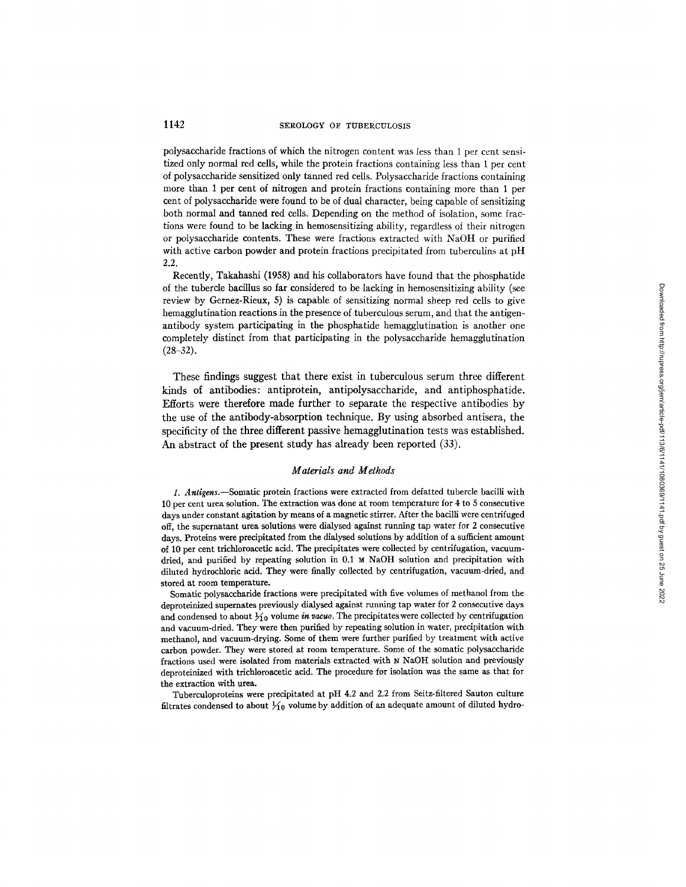polysaccharide fractions of which the nitrogen content was less than 1 per cent sensitized only normal red cells, while the protein fractions containing less than 1 per cent of polysaccharide sensitized only tanned red cells. Polysaccharide fractions containing more than 1 per cent of nitrogen and protein fractions containing more than 1 per cent of polysaccharide were found to be of dual character, being capable of sensitizing both normal and tanned red cells. Depending on the method of isolation, some fractions were found to be lacking in hemosensitizing ability, regardless of their nitrogen or polysaccharide contents. These were fractions extracted with NaOH or purified with active carbon powder and protein fractions precipitated from tuberculins at pH 2.2.

Recently, Takahashi (1958) and his collaborators have found that the phosphatide of the tubercle bacillus so far considered to be lacking in hemosensitizing ability (see review by Gernez-Rieux, 5) is capable of sensitizing normal sheep red cells to give hemagglutination reactions in the presence of tuberculous serum, and that the antigen-antibody system participating in the phosphatide hemagglutination is another one completely distinct from that participating in the polysaccharide hemagglutination (28–32).

These findings suggest that there exist in tuberculous serum three different kinds of antibodies: antiprotein, antipolysaccharide, and antiphosphatide. Efforts were therefore made further to separate the respective antibodies by the use of the antibody-absorption technique. By using absorbed antisera, the specificity of the three different passive hemagglutination tests was established. An abstract of the present study has already been reported (33).

## *Materials and Methods*

*1. Antigens.*—Somatic protein fractions were extracted from defatted tubercle bacilli with 10 per cent urea solution. The extraction was done at room temperature for 4 to 5 consecutive days under constant agitation by means of a magnetic stirrer. After the bacilli were centrifuged off, the supernatant urea solutions were dialysed against running tap water for 2 consecutive days. Proteins were precipitated from the dialysed solutions by addition of a sufficient amount of 10 per cent trichloroacetic acid. The precipitates were collected by centrifugation, vacuum-dried, and purified by repeating solution in 0.1 M NaOH solution and precipitation with diluted hydrochloric acid. They were finally collected by centrifugation, vacuum-dried, and stored at room temperature.

Somatic polysaccharide fractions were precipitated with five volumes of methanol from the deproteinized supernates previously dialysed against running tap water for 2 consecutive days and condensed to about $\frac{1}{10}$ volume *in vacuo*. The precipitates were collected by centrifugation and vacuum-dried. They were then purified by repeating solution in water, precipitation with methanol, and vacuum-drying. Some of them were further purified by treatment with active carbon powder. They were stored at room temperature. Some of the somatic polysaccharide fractions used were isolated from materials extracted with N NaOH solution and previously deproteinized with trichloroacetic acid. The procedure for isolation was the same as that for the extraction with urea.

Tuberculoproteins were precipitated at pH 4.2 and 2.2 from Seitz-filtered Sauton culture filtrates condensed to about $\frac{1}{10}$ volume by addition of an adequate amount of diluted hydro-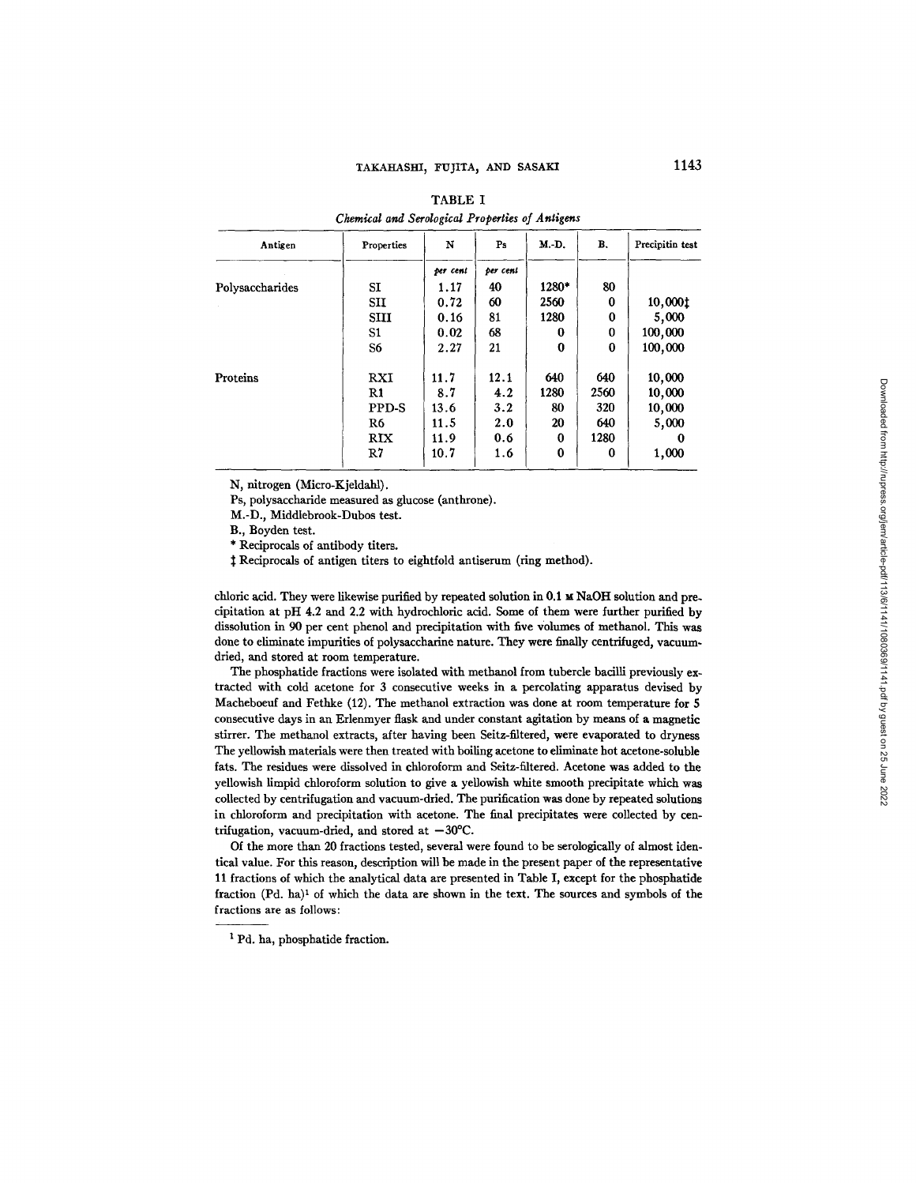TABLE I

*Chemical and Serological Properties of Antigens*

| Antigen | Properties | N | Ps | M.-D. | B. | Precipitin test |
|---|---|---|---|---|---|---|
| | | *per cent* | *per cent* | | | |
| Polysaccharides | SI | 1.17 | 40 | 1280* | 80 | |
| | SII | 0.72 | 60 | 2560 | 0 | 10,000‡ |
| | SIII | 0.16 | 81 | 1280 | 0 | 5,000 |
| | S1 | 0.02 | 68 | 0 | 0 | 100,000 |
| | S6 | 2.27 | 21 | 0 | 0 | 100,000 |
| Proteins | RXI | 11.7 | 12.1 | 640 | 640 | 10,000 |
| | R1 | 8.7 | 4.2 | 1280 | 2560 | 10,000 |
| | PPD-S | 13.6 | 3.2 | 80 | 320 | 10,000 |
| | R6 | 11.5 | 2.0 | 20 | 640 | 5,000 |
| | RIX | 11.9 | 0.6 | 0 | 1280 | 0 |
| | R7 | 10.7 | 1.6 | 0 | 0 | 1,000 |

N, nitrogen (Micro-Kjeldahl).

Ps, polysaccharide measured as glucose (anthrone).

M.-D., Middlebrook-Dubos test.

B., Boyden test.

\* Reciprocals of antibody titers.

‡ Reciprocals of antigen titers to eightfold antiserum (ring method).

chloric acid. They were likewise purified by repeated solution in 0.1 M NaOH solution and precipitation at pH 4.2 and 2.2 with hydrochloric acid. Some of them were further purified by dissolution in 90 per cent phenol and precipitation with five volumes of methanol. This was done to eliminate impurities of polysaccharine nature. They were finally centrifuged, vacuum-dried, and stored at room temperature.

The phosphatide fractions were isolated with methanol from tubercle bacilli previously extracted with cold acetone for 3 consecutive weeks in a percolating apparatus devised by Macheboeuf and Fethke (12). The methanol extraction was done at room temperature for 5 consecutive days in an Erlenmyer flask and under constant agitation by means of a magnetic stirrer. The methanol extracts, after having been Seitz-filtered, were evaporated to dryness The yellowish materials were then treated with boiling acetone to eliminate hot acetone-soluble fats. The residues were dissolved in chloroform and Seitz-filtered. Acetone was added to the yellowish limpid chloroform solution to give a yellowish white smooth precipitate which was collected by centrifugation and vacuum-dried. The purification was done by repeated solutions in chloroform and precipitation with acetone. The final precipitates were collected by centrifugation, vacuum-dried, and stored at −30°C.

Of the more than 20 fractions tested, several were found to be serologically of almost identical value. For this reason, description will be made in the present paper of the representative 11 fractions of which the analytical data are presented in Table I, except for the phosphatide fraction (Pd. ha)[1] of which the data are shown in the text. The sources and symbols of the fractions are as follows:

[1] Pd. ha, phosphatide fraction.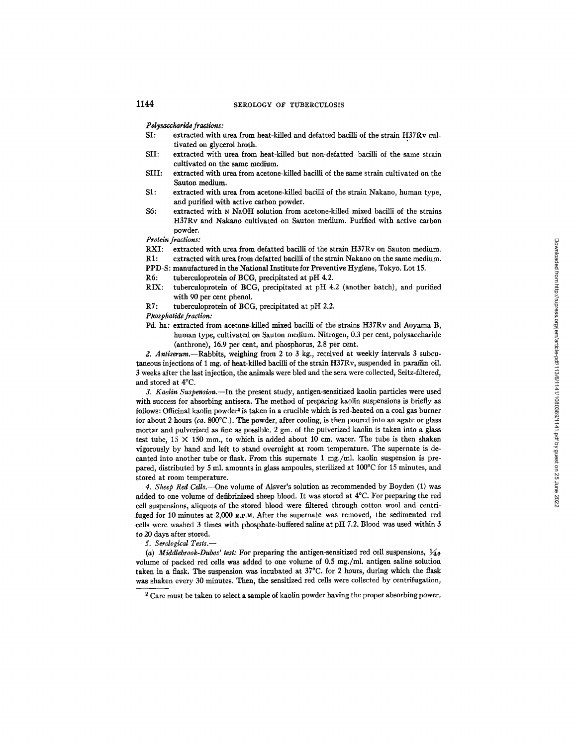*Polysaccharide fractions:*

SI: extracted with urea from heat-killed and defatted bacilli of the strain H37Rv cultivated on glycerol broth.

SII: extracted with urea from heat-killed but non-defatted bacilli of the same strain cultivated on the same medium.

SIII: extracted with urea from acetone-killed bacilli of the same strain cultivated on the Sauton medium.

S1: extracted with urea from acetone-killed bacilli of the strain Nakano, human type, and purified with active carbon powder.

S6: extracted with N NaOH solution from acetone-killed mixed bacilli of the strains H37Rv and Nakano cultivated on Sauton medium. Purified with active carbon powder.

*Protein fractions:*

RXI: extracted with urea from defatted bacilli of the strain H37Rv on Sauton medium.

R1: extracted with urea from defatted bacilli of the strain Nakano on the same medium.

PPD-S: manufactured in the National Institute for Preventive Hygiene, Tokyo. Lot 15.

R6: tuberculoprotein of BCG, precipitated at pH 4.2.

RIX: tuberculoprotein of BCG, precipitated at pH 4.2 (another batch), and purified with 90 per cent phenol.

R7: tuberculoprotein of BCG, precipitated at pH 2.2.

*Phosphatide fraction:*

Pd. ha: extracted from acetone-killed mixed bacilli of the strains H37Rv and Aoyama B, human type, cultivated on Sauton medium. Nitrogen, 0.3 per cent, polysaccharide (anthrone), 16.9 per cent, and phosphorus, 2.8 per cent.

*2. Antiserum.*—Rabbits, weighing from 2 to 3 kg., received at weekly intervals 3 subcutaneous injections of 1 mg. of heat-killed bacilli of the strain H37Rv, suspended in paraffin oil. 3 weeks after the last injection, the animals were bled and the sera were collected, Seitz-filtered, and stored at 4°C.

*3. Kaolin Suspension.*—In the present study, antigen-sensitized kaolin particles were used with success for absorbing antisera. The method of preparing kaolin suspensions is briefly as follows: Officinal kaolin powder[2] is taken in a crucible which is red-heated on a coal gas burner for about 2 hours (*ca.* 800°C.). The powder, after cooling, is then poured into an agate or glass mortar and pulverized as fine as possible. 2 gm. of the pulverized kaolin is taken into a glass test tube, 15 × 150 mm., to which is added about 10 cm. water. The tube is then shaken vigorously by hand and left to stand overnight at room temperature. The supernate is decanted into another tube or flask. From this supernate 1 mg./ml. kaolin suspension is prepared, distributed by 5 ml. amounts in glass ampoules, sterilized at 100°C for 15 minutes, and stored at room temperature.

*4. Sheep Red Cells.*—One volume of Alsver's solution as recommended by Boyden (1) was added to one volume of defibrinized sheep blood. It was stored at 4°C. For preparing the red cell suspensions, aliquots of the stored blood were filtered through cotton wool and centrifuged for 10 minutes at 2,000 R.P.M. After the supernate was removed, the sedimented red cells were washed 3 times with phosphate-buffered saline at pH 7.2. Blood was used within 3 to 20 days after stored.

*5. Serological Tests.*—

(*a*) *Middlebrook-Dubos' test:* For preparing the antigen-sensitized red cell suspensions, $\frac{1}{40}$ volume of packed red cells was added to one volume of 0.5 mg./ml. antigen saline solution taken in a flask. The suspension was incubated at 37°C. for 2 hours, during which the flask was shaken every 30 minutes. Then, the sensitized red cells were collected by centrifugation,

[2] Care must be taken to select a sample of kaolin powder having the proper absorbing power.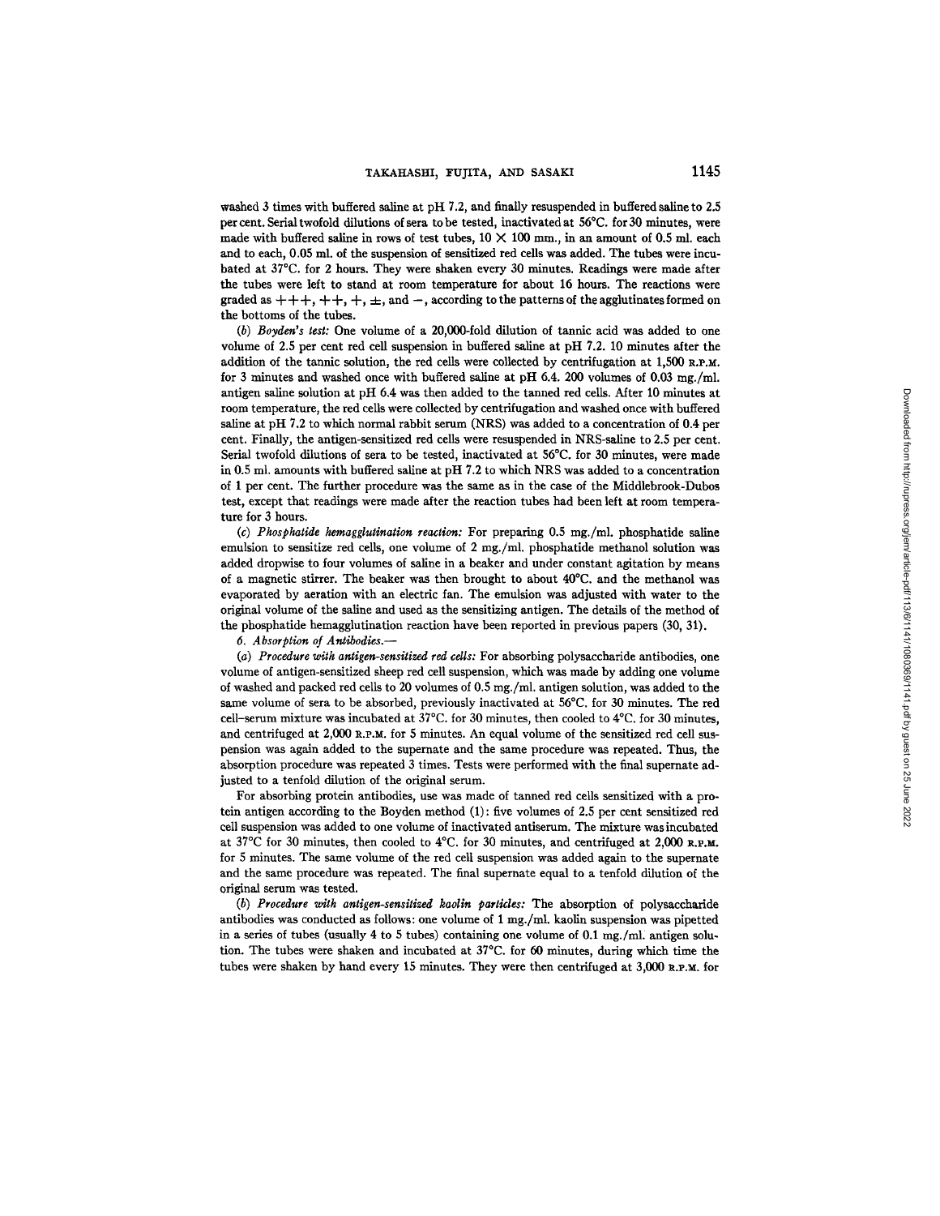washed 3 times with buffered saline at pH 7.2, and finally resuspended in buffered saline to 2.5 per cent. Serial twofold dilutions of sera to be tested, inactivated at 56°C. for 30 minutes, were made with buffered saline in rows of test tubes, 10 × 100 mm., in an amount of 0.5 ml. each and to each, 0.05 ml. of the suspension of sensitized red cells was added. The tubes were incubated at 37°C. for 2 hours. They were shaken every 30 minutes. Readings were made after the tubes were left to stand at room temperature for about 16 hours. The reactions were graded as +++, ++, +, ±, and −, according to the patterns of the agglutinates formed on the bottoms of the tubes.

(*b*) *Boyden's test:* One volume of a 20,000-fold dilution of tannic acid was added to one volume of 2.5 per cent red cell suspension in buffered saline at pH 7.2. 10 minutes after the addition of the tannic solution, the red cells were collected by centrifugation at 1,500 R.P.M. for 3 minutes and washed once with buffered saline at pH 6.4. 200 volumes of 0.03 mg./ml. antigen saline solution at pH 6.4 was then added to the tanned red cells. After 10 minutes at room temperature, the red cells were collected by centrifugation and washed once with buffered saline at pH 7.2 to which normal rabbit serum (NRS) was added to a concentration of 0.4 per cent. Finally, the antigen-sensitized red cells were resuspended in NRS-saline to 2.5 per cent. Serial twofold dilutions of sera to be tested, inactivated at 56°C. for 30 minutes, were made in 0.5 ml. amounts with buffered saline at pH 7.2 to which NRS was added to a concentration of 1 per cent. The further procedure was the same as in the case of the Middlebrook-Dubos test, except that readings were made after the reaction tubes had been left at room temperature for 3 hours.

(*c*) *Phosphatide hemagglutination reaction:* For preparing 0.5 mg./ml. phosphatide saline emulsion to sensitize red cells, one volume of 2 mg./ml. phosphatide methanol solution was added dropwise to four volumes of saline in a beaker and under constant agitation by means of a magnetic stirrer. The beaker was then brought to about 40°C. and the methanol was evaporated by aeration with an electric fan. The emulsion was adjusted with water to the original volume of the saline and used as the sensitizing antigen. The details of the method of the phosphatide hemagglutination reaction have been reported in previous papers (30, 31).

*6. Absorption of Antibodies.—*

(*a*) *Procedure with antigen-sensitized red cells:* For absorbing polysaccharide antibodies, one volume of antigen-sensitized sheep red cell suspension, which was made by adding one volume of washed and packed red cells to 20 volumes of 0.5 mg./ml. antigen solution, was added to the same volume of sera to be absorbed, previously inactivated at 56°C. for 30 minutes. The red cell–serum mixture was incubated at 37°C. for 30 minutes, then cooled to 4°C. for 30 minutes, and centrifuged at 2,000 R.P.M. for 5 minutes. An equal volume of the sensitized red cell suspension was again added to the supernate and the same procedure was repeated. Thus, the absorption procedure was repeated 3 times. Tests were performed with the final supernate adjusted to a tenfold dilution of the original serum.

For absorbing protein antibodies, use was made of tanned red cells sensitized with a protein antigen according to the Boyden method (1): five volumes of 2.5 per cent sensitized red cell suspension was added to one volume of inactivated antiserum. The mixture was incubated at 37°C for 30 minutes, then cooled to 4°C. for 30 minutes, and centrifuged at 2,000 R.P.M. for 5 minutes. The same volume of the red cell suspension was added again to the supernate and the same procedure was repeated. The final supernate equal to a tenfold dilution of the original serum was tested.

(*b*) *Procedure with antigen-sensitized kaolin particles:* The absorption of polysaccharide antibodies was conducted as follows: one volume of 1 mg./ml. kaolin suspension was pipetted in a series of tubes (usually 4 to 5 tubes) containing one volume of 0.1 mg./ml. antigen solution. The tubes were shaken and incubated at 37°C. for 60 minutes, during which time the tubes were shaken by hand every 15 minutes. They were then centrifuged at 3,000 R.P.M. for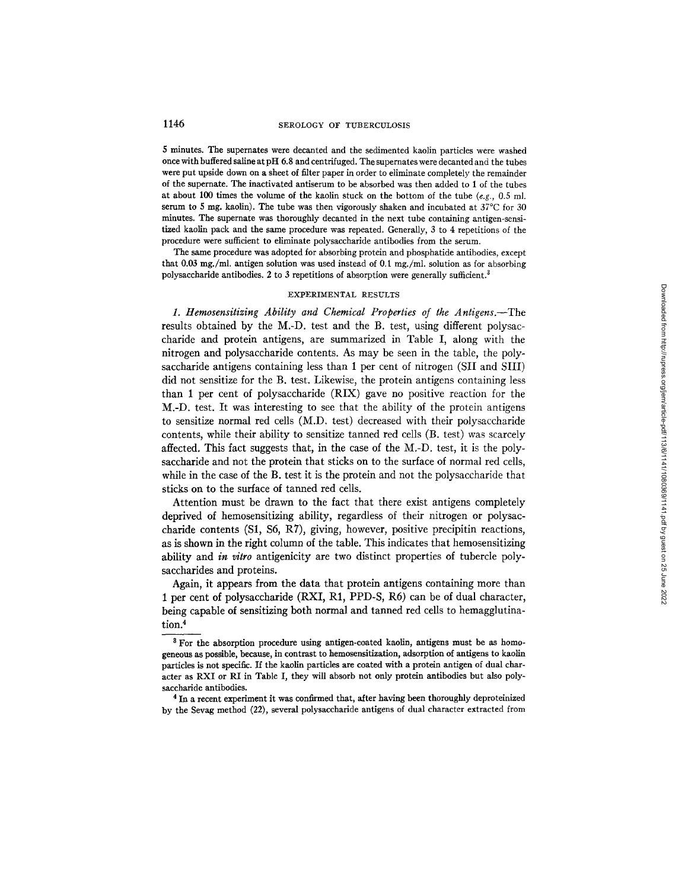5 minutes. The supernates were decanted and the sedimented kaolin particles were washed once with buffered saline at pH 6.8 and centrifuged. The supernates were decanted and the tubes were put upside down on a sheet of filter paper in order to eliminate completely the remainder of the supernate. The inactivated antiserum to be absorbed was then added to 1 of the tubes at about 100 times the volume of the kaolin stuck on the bottom of the tube (*e.g.*, 0.5 ml. serum to 5 mg. kaolin). The tube was then vigorously shaken and incubated at 37°C for 30 minutes. The supernate was thoroughly decanted in the next tube containing antigen-sensitized kaolin pack and the same procedure was repeated. Generally, 3 to 4 repetitions of the procedure were sufficient to eliminate polysaccharide antibodies from the serum.

The same procedure was adopted for absorbing protein and phosphatide antibodies, except that 0.03 mg./ml. antigen solution was used instead of 0.1 mg./ml. solution as for absorbing polysaccharide antibodies. 2 to 3 repetitions of absorption were generally sufficient.[3]

## EXPERIMENTAL RESULTS

*1. Hemosensitizing Ability and Chemical Properties of the Antigens.*—The results obtained by the M.-D. test and the B. test, using different polysaccharide and protein antigens, are summarized in Table I, along with the nitrogen and polysaccharide contents. As may be seen in the table, the polysaccharide antigens containing less than 1 per cent of nitrogen (SII and SIII) did not sensitize for the B. test. Likewise, the protein antigens containing less than 1 per cent of polysaccharide (RIX) gave no positive reaction for the M.-D. test. It was interesting to see that the ability of the protein antigens to sensitize normal red cells (M.D. test) decreased with their polysaccharide contents, while their ability to sensitize tanned red cells (B. test) was scarcely affected. This fact suggests that, in the case of the M.-D. test, it is the polysaccharide and not the protein that sticks on to the surface of normal red cells, while in the case of the B. test it is the protein and not the polysaccharide that sticks on to the surface of tanned red cells.

Attention must be drawn to the fact that there exist antigens completely deprived of hemosensitizing ability, regardless of their nitrogen or polysaccharide contents (S1, S6, R7), giving, however, positive precipitin reactions, as is shown in the right column of the table. This indicates that hemosensitizing ability and *in vitro* antigenicity are two distinct properties of tubercle polysaccharides and proteins.

Again, it appears from the data that protein antigens containing more than 1 per cent of polysaccharide (RXI, R1, PPD-S, R6) can be of dual character, being capable of sensitizing both normal and tanned red cells to hemagglutination.[4]

---

[3] For the absorption procedure using antigen-coated kaolin, antigens must be as homogeneous as possible, because, in contrast to hemosensitization, adsorption of antigens to kaolin particles is not specific. If the kaolin particles are coated with a protein antigen of dual character as RXI or RI in Table I, they will absorb not only protein antibodies but also polysaccharide antibodies.

[4] In a recent experiment it was confirmed that, after having been thoroughly deproteinized by the Sevag method (22), several polysaccharide antigens of dual character extracted from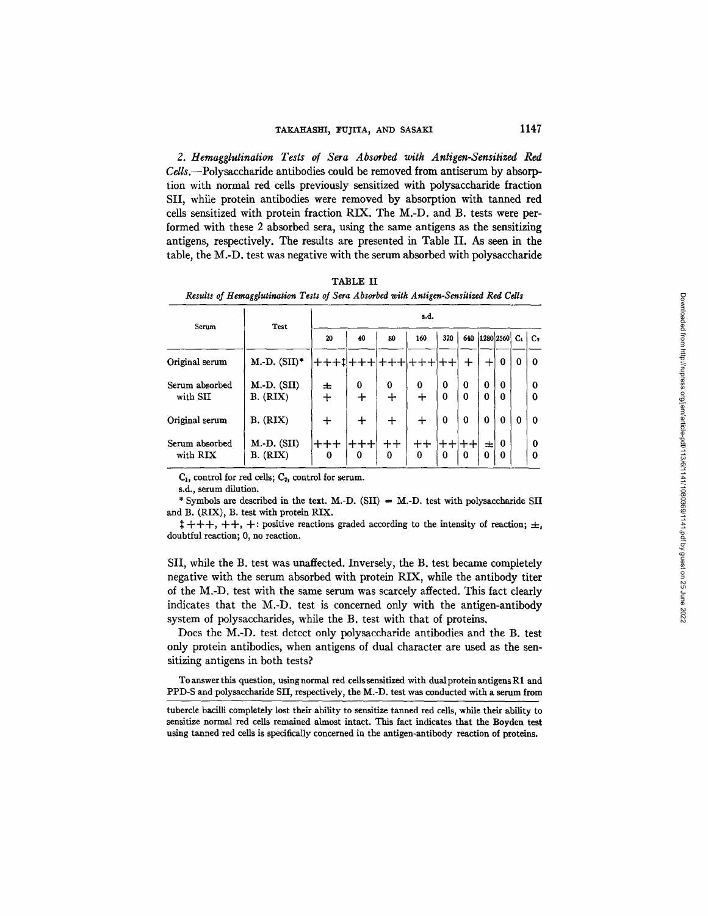*2. Hemagglutination Tests of Sera Absorbed with Antigen-Sensitized Red Cells.*—Polysaccharide antibodies could be removed from antiserum by absorption with normal red cells previously sensitized with polysaccharide fraction SII, while protein antibodies were removed by absorption with tanned red cells sensitized with protein fraction RIX. The M.-D. and B. tests were performed with these 2 absorbed sera, using the same antigens as the sensitizing antigens, respectively. The results are presented in Table II. As seen in the table, the M.-D. test was negative with the serum absorbed with polysaccharide SII, while the B. test was unaffected. Inversely, the B. test became completely negative with the serum absorbed with protein RIX, while the antibody titer of the M.-D. test with the same serum was scarcely affected. This fact clearly indicates that the M.-D. test is concerned only with the antigen-antibody system of polysaccharides, while the B. test with that of proteins.

TABLE II

*Results of Hemagglutination Tests of Sera Absorbed with Antigen-Sensitized Red Cells*

| Serum | Test | s.d. | | | | | | | | | |
|---|---|---|---|---|---|---|---|---|---|---|---|
| | | 20 | 40 | 80 | 160 | 320 | 640 | 1280 | 2560 | $C_1$ | $C_2$ |
| Original serum | M.-D. (SII)* | +++‡ | +++ | +++ | +++ | ++ | + | + | 0 | 0 | 0 |
| Serum absorbed with SII | M.-D. (SII) | ± | 0 | 0 | 0 | 0 | 0 | 0 | 0 | | 0 |
| | B. (RIX) | + | + | + | + | 0 | 0 | 0 | 0 | | 0 |
| Original serum | B. (RIX) | + | + | + | + | 0 | 0 | 0 | 0 | 0 | 0 |
| Serum absorbed with RIX | M.-D. (SII) | +++ | +++ | ++ | ++ | ++ | ++ | ± | 0 | | 0 |
| | B. (RIX) | 0 | 0 | 0 | 0 | 0 | 0 | 0 | 0 | | 0 |

$C_1$, control for red cells; $C_2$, control for serum.

s.d., serum dilution.

\* Symbols are described in the text. M.-D. (SII) = M.-D. test with polysaccharide SII and B. (RIX), B. test with protein RIX.

‡ +++, ++, +: positive reactions graded according to the intensity of reaction; ±, doubtful reaction; 0, no reaction.

Does the M.-D. test detect only polysaccharide antibodies and the B. test only protein antibodies, when antigens of dual character are used as the sensitizing antigens in both tests?

To answer this question, using normal red cells sensitized with dual protein antigens R1 and PPD-S and polysaccharide SII, respectively, the M.-D. test was conducted with a serum from

tubercle bacilli completely lost their ability to sensitize tanned red cells, while their ability to sensitize normal red cells remained almost intact. This fact indicates that the Boyden test using tanned red cells is specifically concerned in the antigen-antibody reaction of proteins.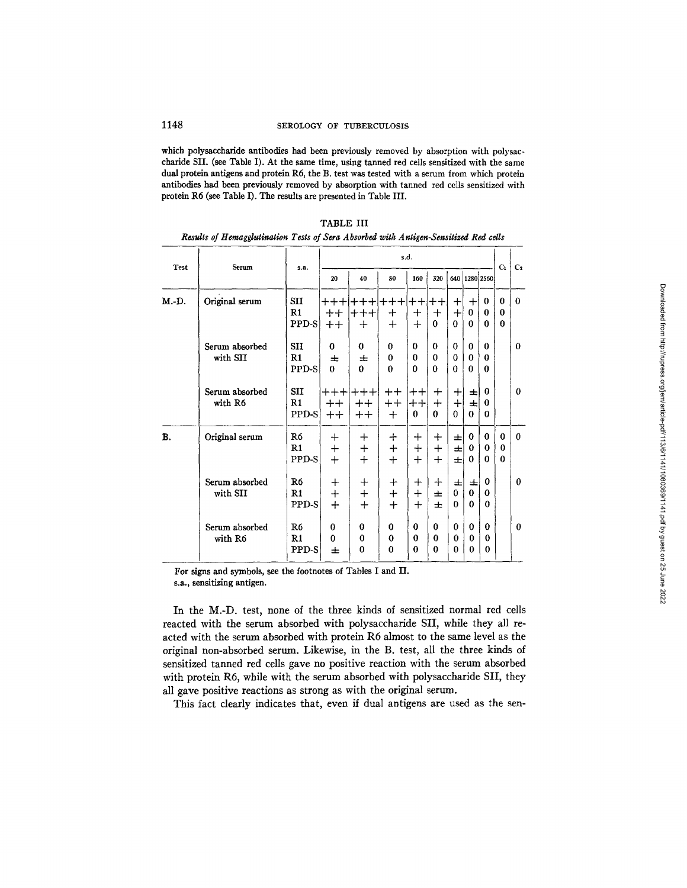which polysaccharide antibodies had been previously removed by absorption with polysaccharide SII. (see Table I). At the same time, using tanned red cells sensitized with the same dual protein antigens and protein R6, the B. test was tested with a serum from which protein antibodies had been previously removed by absorption with tanned red cells sensitized with protein R6 (see Table I). The results are presented in Table III.

TABLE III

*Results of Hemagglutination Tests of Sera Absorbed with Antigen-Sensitized Red cells*

| Test | Serum | s.a. | s.d. | | | | | | | | $C_1$ | $C_2$ |
|---|---|---|---|---|---|---|---|---|---|---|---|---|
| | | | 20 | 40 | 80 | 160 | 320 | 640 | 1280 | 2560 | | |
| M.-D. | Original serum | SII | +++ | +++ | +++ | ++ | ++ | + | + | 0 | 0 | 0 |
| | | R1 | ++ | +++ | + | + | + | + | 0 | 0 | 0 | |
| | | PPD-S | ++ | + | + | + | 0 | 0 | 0 | 0 | 0 | |
| | Serum absorbed with SII | SII | 0 | 0 | 0 | 0 | 0 | 0 | 0 | 0 | | 0 |
| | | R1 | ± | ± | 0 | 0 | 0 | 0 | 0 | 0 | | |
| | | PPD-S | 0 | 0 | 0 | 0 | 0 | 0 | 0 | 0 | | |
| | Serum absorbed with R6 | SII | +++ | +++ | ++ | ++ | + | + | ± | 0 | | 0 |
| | | R1 | ++ | ++ | ++ | ++ | + | + | ± | 0 | | |
| | | PPD-S | ++ | ++ | + | 0 | 0 | 0 | 0 | 0 | | |
| B. | Original serum | R6 | + | + | + | + | + | ± | 0 | 0 | 0 | 0 |
| | | R1 | + | + | + | + | + | ± | 0 | 0 | 0 | |
| | | PPD-S | + | + | + | + | + | ± | 0 | 0 | 0 | |
| | Serum absorbed with SII | R6 | + | + | + | + | + | ± | ± | 0 | | 0 |
| | | R1 | + | + | + | + | ± | 0 | 0 | 0 | | |
| | | PPD-S | + | + | + | + | ± | 0 | 0 | 0 | | |
| | Serum absorbed with R6 | R6 | 0 | 0 | 0 | 0 | 0 | 0 | 0 | 0 | | 0 |
| | | R1 | 0 | 0 | 0 | 0 | 0 | 0 | 0 | 0 | | |
| | | PPD-S | ± | 0 | 0 | 0 | 0 | 0 | 0 | 0 | | |

For signs and symbols, see the footnotes of Tables I and II.
s.a., sensitizing antigen.

In the M.-D. test, none of the three kinds of sensitized normal red cells reacted with the serum absorbed with polysaccharide SII, while they all reacted with the serum absorbed with protein R6 almost to the same level as the original non-absorbed serum. Likewise, in the B. test, all the three kinds of sensitized tanned red cells gave no positive reaction with the serum absorbed with protein R6, while with the serum absorbed with polysaccharide SII, they all gave positive reactions as strong as with the original serum.

This fact clearly indicates that, even if dual antigens are used as the sen-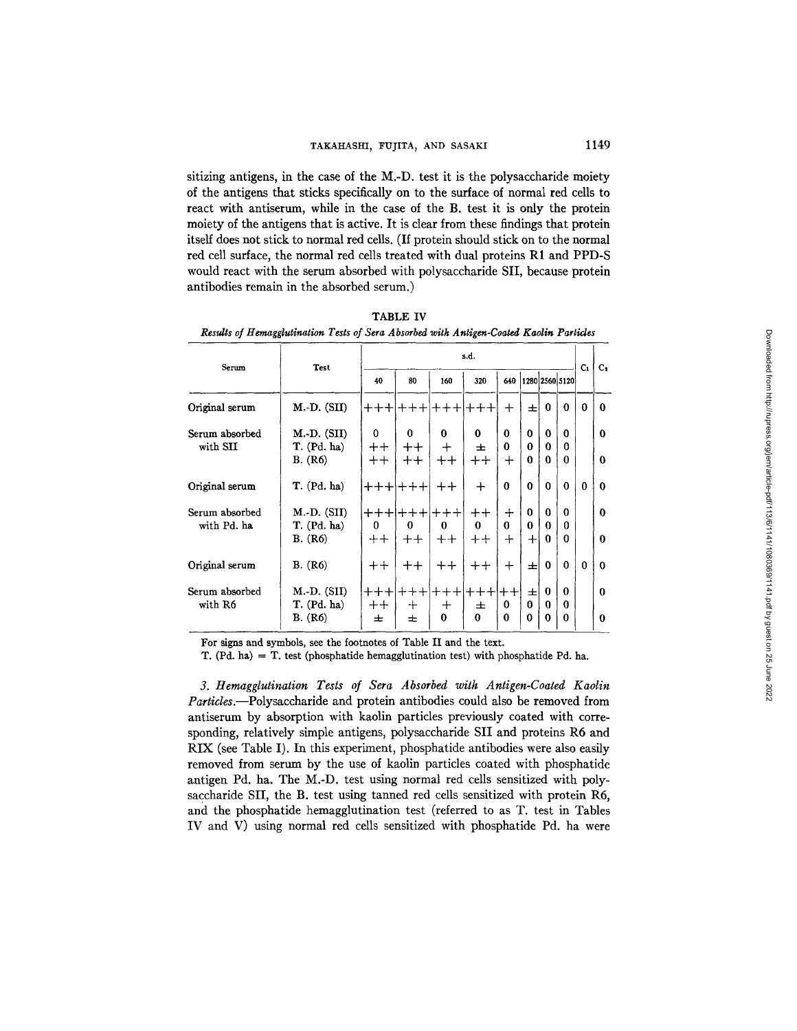sitizing antigens, in the case of the M.-D. test it is the polysaccharide moiety of the antigens that sticks specifically on to the surface of normal red cells to react with antiserum, while in the case of the B. test it is only the protein moiety of the antigens that is active. It is clear from these findings that protein itself does not stick to normal red cells. (If protein should stick on to the normal red cell surface, the normal red cells treated with dual proteins R1 and PPD-S would react with the serum absorbed with polysaccharide SII, because protein antibodies remain in the absorbed serum.)

**TABLE IV**

*Results of Hemagglutination Tests of Sera Absorbed with Antigen-Coated Kaolin Particles*

| Serum | Test | s.d. | | | | | | | | $C_1$ | $C_2$ |
|---|---|---|---|---|---|---|---|---|---|---|---|
| | | 40 | 80 | 160 | 320 | 640 | 1280 | 2560 | 5120 | | |
| Original serum | M.-D. (SII) | +++ | +++ | +++ | +++ | + | ± | 0 | 0 | 0 | 0 |
| Serum absorbed with SII | M.-D. (SII) | 0 | 0 | 0 | 0 | 0 | 0 | 0 | 0 | | 0 |
| | T. (Pd. ha) | ++ | ++ | + | ± | 0 | 0 | 0 | 0 | | |
| | B. (R6) | ++ | ++ | ++ | ++ | + | 0 | 0 | 0 | | 0 |
| Original serum | T. (Pd. ha) | +++ | +++ | ++ | + | 0 | 0 | 0 | 0 | 0 | 0 |
| Serum absorbed with Pd. ha | M.-D. (SII) | +++ | +++ | +++ | ++ | + | 0 | 0 | 0 | | 0 |
| | T. (Pd. ha) | 0 | 0 | 0 | 0 | 0 | 0 | 0 | 0 | | |
| | B. (R6) | ++ | ++ | ++ | ++ | + | + | 0 | 0 | | 0 |
| Original serum | B. (R6) | ++ | ++ | ++ | ++ | + | ± | 0 | 0 | 0 | 0 |
| Serum absorbed with R6 | M.-D. (SII) | +++ | +++ | +++ | +++ | ++ | ± | 0 | 0 | | 0 |
| | T. (Pd. ha) | ++ | + | + | ± | 0 | 0 | 0 | 0 | | |
| | B. (R6) | ± | ± | 0 | 0 | 0 | 0 | 0 | 0 | | 0 |

For signs and symbols, see the footnotes of Table II and the text.

T. (Pd. ha) = T. test (phosphatide hemagglutination test) with phosphatide Pd. ha.

*3. Hemagglutination Tests of Sera Absorbed with Antigen-Coated Kaolin Particles.*—Polysaccharide and protein antibodies could also be removed from antiserum by absorption with kaolin particles previously coated with corresponding, relatively simple antigens, polysaccharide SII and proteins R6 and RIX (see Table I). In this experiment, phosphatide antibodies were also easily removed from serum by the use of kaolin particles coated with phosphatide antigen Pd. ha. The M.-D. test using normal red cells sensitized with polysaccharide SII, the B. test using tanned red cells sensitized with protein R6, and the phosphatide hemagglutination test (referred to as T. test in Tables IV and V) using normal red cells sensitized with phosphatide Pd. ha were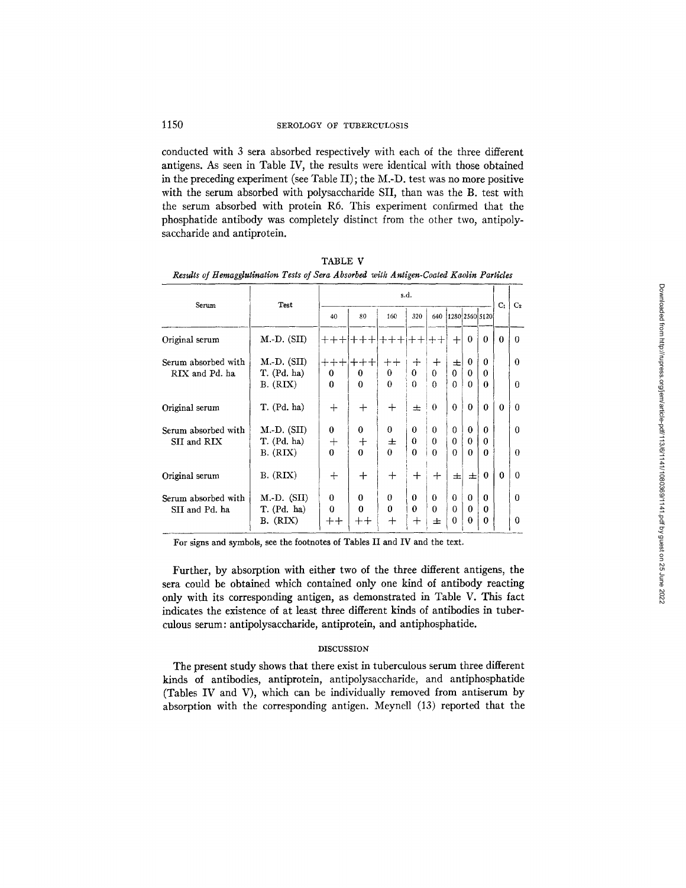conducted with 3 sera absorbed respectively with each of the three different antigens. As seen in Table IV, the results were identical with those obtained in the preceding experiment (see Table II); the M.-D. test was no more positive with the serum absorbed with polysaccharide SII, than was the B. test with the serum absorbed with protein R6. This experiment confirmed that the phosphatide antibody was completely distinct from the other two, antipolysaccharide and antiprotein.

TABLE V

*Results of Hemagglutination Tests of Sera Absorbed with Antigen-Coated Kaolin Particles*

| Serum | Test | s.d. | | | | | | | | $C_1$ | $C_2$ |
|---|---|---|---|---|---|---|---|---|---|---|---|
| | | 40 | 80 | 160 | 320 | 640 | 1280 | 2560 | 5120 | | |
| Original serum | M.-D. (SII) | +++ | +++ | +++ | ++ | ++ | + | 0 | 0 | 0 | 0 |
| Serum absorbed with RIX and Pd. ha | M.-D. (SII) | +++ | +++ | ++ | + | + | ± | 0 | 0 | | 0 |
| | T. (Pd. ha) | 0 | 0 | 0 | 0 | 0 | 0 | 0 | 0 | | |
| | B. (RIX) | 0 | 0 | 0 | 0 | 0 | 0 | 0 | 0 | | 0 |
| Original serum | T. (Pd. ha) | + | + | + | ± | 0 | 0 | 0 | 0 | 0 | 0 |
| Serum absorbed with SII and RIX | M.-D. (SII) | 0 | 0 | 0 | 0 | 0 | 0 | 0 | 0 | | 0 |
| | T. (Pd. ha) | + | + | ± | 0 | 0 | 0 | 0 | 0 | | |
| | B. (RIX) | 0 | 0 | 0 | 0 | 0 | 0 | 0 | 0 | | 0 |
| Original serum | B. (RIX) | + | + | + | + | + | ± | ± | 0 | 0 | 0 |
| Serum absorbed with SII and Pd. ha | M.-D. (SII) | 0 | 0 | 0 | 0 | 0 | 0 | 0 | 0 | | 0 |
| | T. (Pd. ha) | 0 | 0 | 0 | 0 | 0 | 0 | 0 | 0 | | |
| | B. (RIX) | ++ | ++ | + | + | ± | 0 | 0 | 0 | | 0 |

For signs and symbols, see the footnotes of Tables II and IV and the text.

Further, by absorption with either two of the three different antigens, the sera could be obtained which contained only one kind of antibody reacting only with its corresponding antigen, as demonstrated in Table V. This fact indicates the existence of at least three different kinds of antibodies in tuberculous serum: antipolysaccharide, antiprotein, and antiphosphatide.

## DISCUSSION

The present study shows that there exist in tuberculous serum three different kinds of antibodies, antiprotein, antipolysaccharide, and antiphosphatide (Tables IV and V), which can be individually removed from antiserum by absorption with the corresponding antigen. Meynell (13) reported that the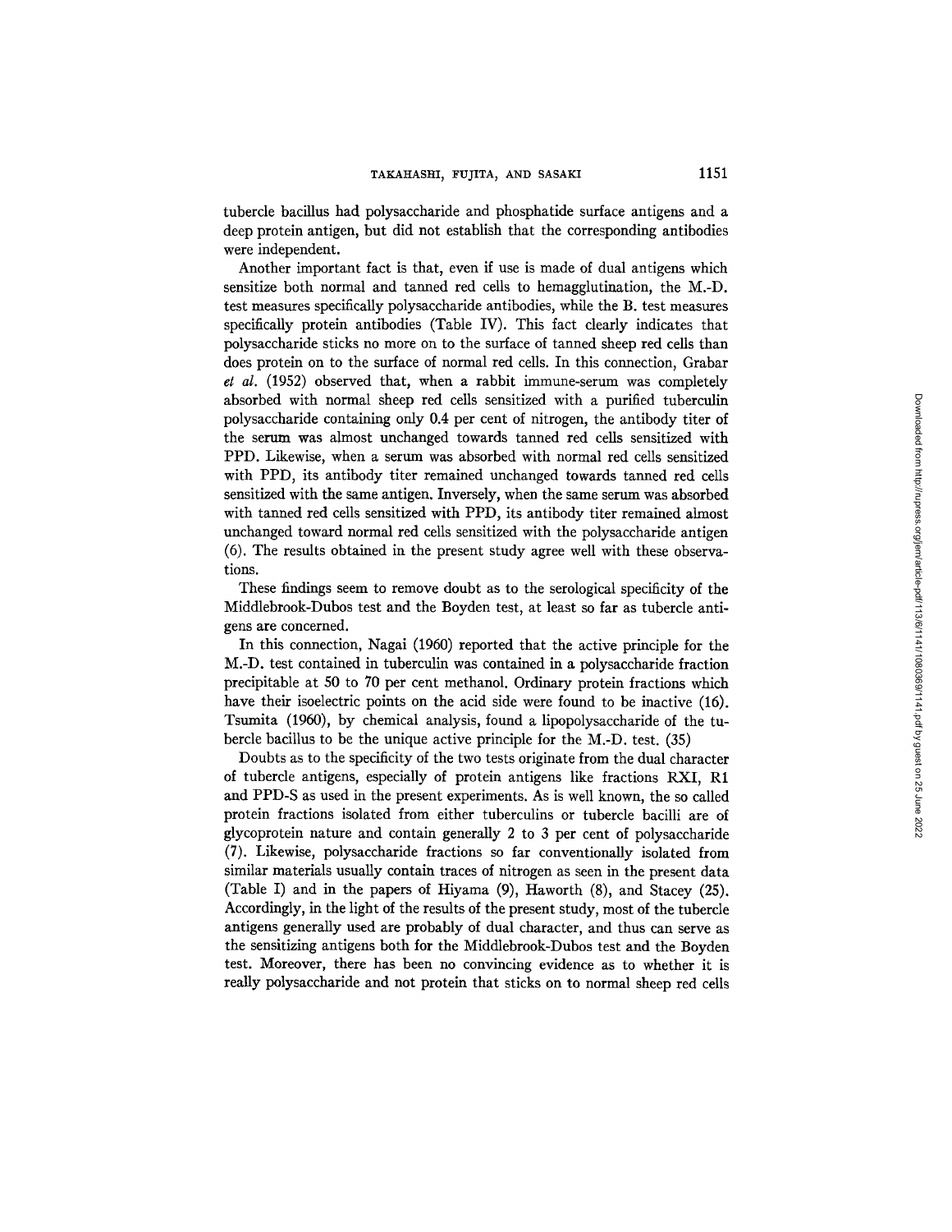tubercle bacillus had polysaccharide and phosphatide surface antigens and a deep protein antigen, but did not establish that the corresponding antibodies were independent.

Another important fact is that, even if use is made of dual antigens which sensitize both normal and tanned red cells to hemagglutination, the M.-D. test measures specifically polysaccharide antibodies, while the B. test measures specifically protein antibodies (Table IV). This fact clearly indicates that polysaccharide sticks no more on to the surface of tanned sheep red cells than does protein on to the surface of normal red cells. In this connection, Grabar *et al.* (1952) observed that, when a rabbit immune-serum was completely absorbed with normal sheep red cells sensitized with a purified tuberculin polysaccharide containing only 0.4 per cent of nitrogen, the antibody titer of the serum was almost unchanged towards tanned red cells sensitized with PPD. Likewise, when a serum was absorbed with normal red cells sensitized with PPD, its antibody titer remained unchanged towards tanned red cells sensitized with the same antigen. Inversely, when the same serum was absorbed with tanned red cells sensitized with PPD, its antibody titer remained almost unchanged toward normal red cells sensitized with the polysaccharide antigen (6). The results obtained in the present study agree well with these observations.

These findings seem to remove doubt as to the serological specificity of the Middlebrook-Dubos test and the Boyden test, at least so far as tubercle antigens are concerned.

In this connection, Nagai (1960) reported that the active principle for the M.-D. test contained in tuberculin was contained in a polysaccharide fraction precipitable at 50 to 70 per cent methanol. Ordinary protein fractions which have their isoelectric points on the acid side were found to be inactive (16). Tsumita (1960), by chemical analysis, found a lipopolysaccharide of the tubercle bacillus to be the unique active principle for the M.-D. test. (35)

Doubts as to the specificity of the two tests originate from the dual character of tubercle antigens, especially of protein antigens like fractions RXI, R1 and PPD-S as used in the present experiments. As is well known, the so called protein fractions isolated from either tuberculins or tubercle bacilli are of glycoprotein nature and contain generally 2 to 3 per cent of polysaccharide (7). Likewise, polysaccharide fractions so far conventionally isolated from similar materials usually contain traces of nitrogen as seen in the present data (Table I) and in the papers of Hiyama (9), Haworth (8), and Stacey (25). Accordingly, in the light of the results of the present study, most of the tubercle antigens generally used are probably of dual character, and thus can serve as the sensitizing antigens both for the Middlebrook-Dubos test and the Boyden test. Moreover, there has been no convincing evidence as to whether it is really polysaccharide and not protein that sticks on to normal sheep red cells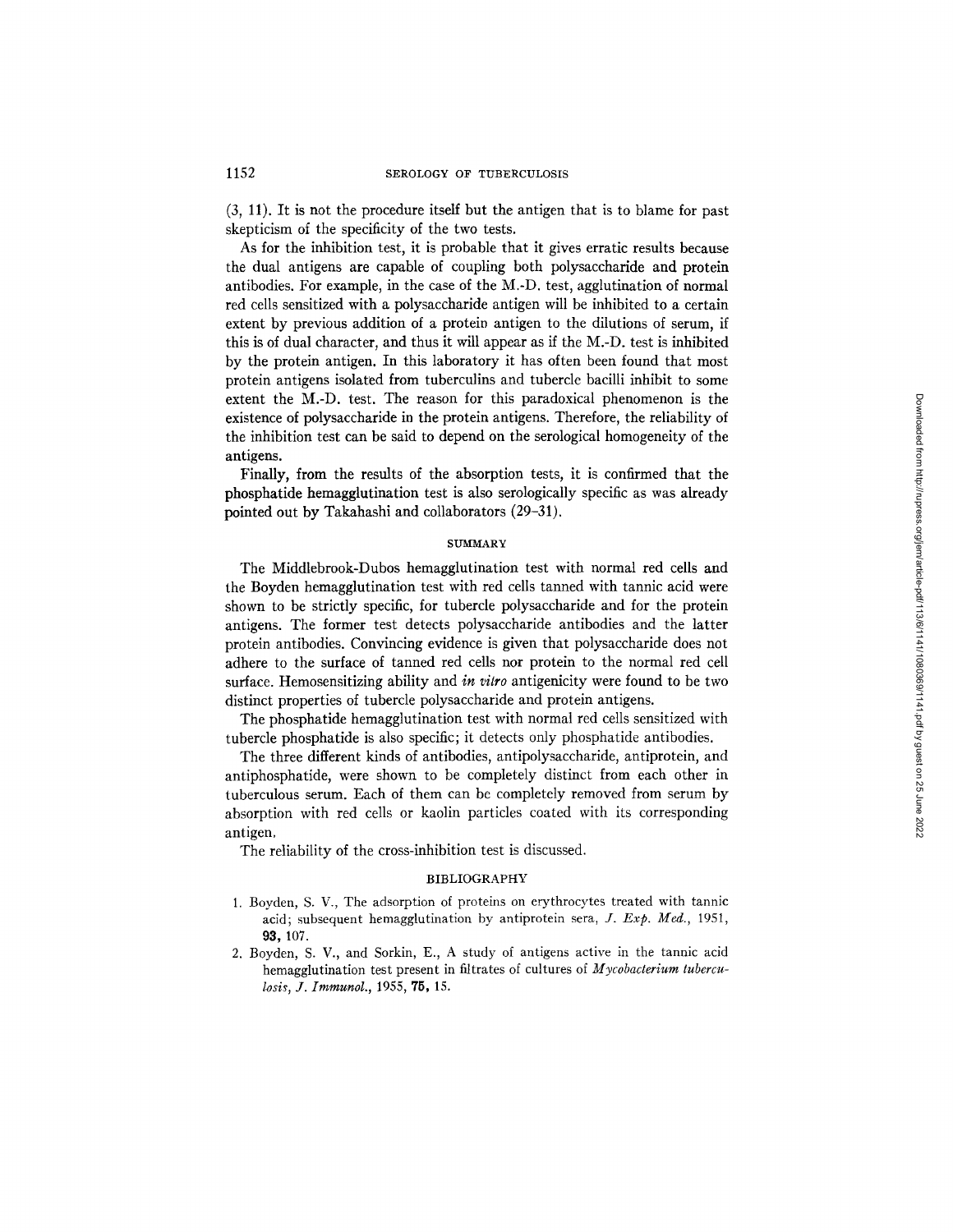(3, 11). It is not the procedure itself but the antigen that is to blame for past skepticism of the specificity of the two tests.

As for the inhibition test, it is probable that it gives erratic results because the dual antigens are capable of coupling both polysaccharide and protein antibodies. For example, in the case of the M.-D. test, agglutination of normal red cells sensitized with a polysaccharide antigen will be inhibited to a certain extent by previous addition of a protein antigen to the dilutions of serum, if this is of dual character, and thus it will appear as if the M.-D. test is inhibited by the protein antigen. In this laboratory it has often been found that most protein antigens isolated from tuberculins and tubercle bacilli inhibit to some extent the M.-D. test. The reason for this paradoxical phenomenon is the existence of polysaccharide in the protein antigens. Therefore, the reliability of the inhibition test can be said to depend on the serological homogeneity of the antigens.

Finally, from the results of the absorption tests, it is confirmed that the phosphatide hemagglutination test is also serologically specific as was already pointed out by Takahashi and collaborators (29–31).

## SUMMARY

The Middlebrook-Dubos hemagglutination test with normal red cells and the Boyden hemagglutination test with red cells tanned with tannic acid were shown to be strictly specific, for tubercle polysaccharide and for the protein antigens. The former test detects polysaccharide antibodies and the latter protein antibodies. Convincing evidence is given that polysaccharide does not adhere to the surface of tanned red cells nor protein to the normal red cell surface. Hemosensitizing ability and *in vitro* antigenicity were found to be two distinct properties of tubercle polysaccharide and protein antigens.

The phosphatide hemagglutination test with normal red cells sensitized with tubercle phosphatide is also specific; it detects only phosphatide antibodies.

The three different kinds of antibodies, antipolysaccharide, antiprotein, and antiphosphatide, were shown to be completely distinct from each other in tuberculous serum. Each of them can be completely removed from serum by absorption with red cells or kaolin particles coated with its corresponding antigen.

The reliability of the cross-inhibition test is discussed.

## BIBLIOGRAPHY

1. Boyden, S. V., The adsorption of proteins on erythrocytes treated with tannic acid; subsequent hemagglutination by antiprotein sera, *J. Exp. Med.*, 1951, **93,** 107.
2. Boyden, S. V., and Sorkin, E., A study of antigens active in the tannic acid hemagglutination test present in filtrates of cultures of *Mycobacterium tuberculosis*, *J. Immunol.*, 1955, **75,** 15.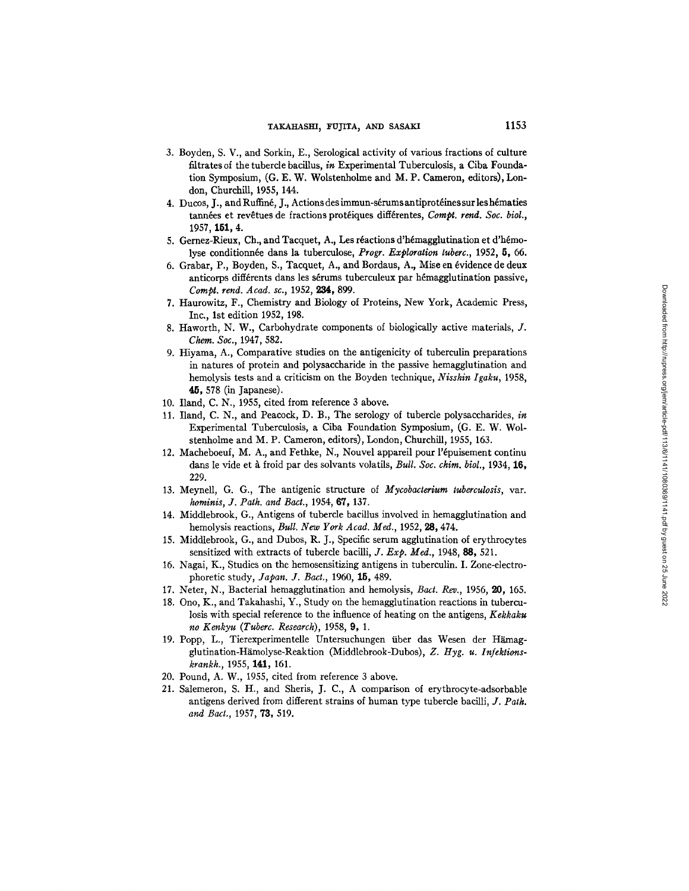3. Boyden, S. V., and Sorkin, E., Serological activity of various fractions of culture filtrates of the tubercle bacillus, *in* Experimental Tuberculosis, a Ciba Foundation Symposium, (G. E. W. Wolstenholme and M. P. Cameron, editors), London, Churchill, 1955, 144.
4. Ducos, J., and Ruffiné, J., Actions des immun-sérums antiprotéines sur les hématies tannées et revêtues de fractions protéiques différentes, *Compt. rend. Soc. biol.*, 1957, **151,** 4.
5. Gernez-Rieux, Ch., and Tacquet, A., Les réactions d'hémagglutination et d'hémolyse conditionnée dans la tuberculose, *Progr. Exploration tuberc.*, 1952, **5,** 66.
6. Grabar, P., Boyden, S., Tacquet, A., and Bordaus, A., Mise en évidence de deux anticorps différents dans les sérums tuberculeux par hémagglutination passive, *Compt. rend. Acad. sc.*, 1952, **234,** 899.
7. Haurowitz, F., Chemistry and Biology of Proteins, New York, Academic Press, Inc., 1st edition 1952, 198.
8. Haworth, N. W., Carbohydrate components of biologically active materials, *J. Chem. Soc.*, 1947, 582.
9. Hiyama, A., Comparative studies on the antigenicity of tuberculin preparations in natures of protein and polysaccharide in the passive hemagglutination and hemolysis tests and a criticism on the Boyden technique, *Nisshin Igaku*, 1958, **45,** 578 (in Japanese).
10. Iland, C. N., 1955, cited from reference 3 above.
11. Iland, C. N., and Peacock, D. B., The serology of tubercle polysaccharides, *in* Experimental Tuberculosis, a Ciba Foundation Symposium, (G. E. W. Wolstenholme and M. P. Cameron, editors), London, Churchill, 1955, 163.
12. Macheboeuf, M. A., and Fethke, N., Nouvel appareil pour l'épuisement continu dans le vide et à froid par des solvants volatils, *Bull. Soc. chim. biol.*, 1934, **16,** 229.
13. Meynell, G. G., The antigenic structure of *Mycobacterium tuberculosis*, var. *hominis*, *J. Path. and Bact.*, 1954, **67,** 137.
14. Middlebrook, G., Antigens of tubercle bacillus involved in hemagglutination and hemolysis reactions, *Bull. New York Acad. Med.*, 1952, **28,** 474.
15. Middlebrook, G., and Dubos, R. J., Specific serum agglutination of erythrocytes sensitized with extracts of tubercle bacilli, *J. Exp. Med.*, 1948, **88,** 521.
16. Nagai, K., Studies on the hemosensitizing antigens in tuberculin. I. Zone-electrophoretic study, *Japan. J. Bact.*, 1960, **15,** 489.
17. Neter, N., Bacterial hemagglutination and hemolysis, *Bact. Rev.*, 1956, **20,** 165.
18. Ono, K., and Takahashi, Y., Study on the hemagglutination reactions in tuberculosis with special reference to the influence of heating on the antigens, *Kekkaku no Kenkyu (Tuberc. Research)*, 1958, **9,** 1.
19. Popp, L., Tierexperimentelle Untersuchungen über das Wesen der Hämagglutination-Hämolyse-Reaktion (Middlebrook-Dubos), *Z. Hyg. u. Infektionskrankh.*, 1955, **141,** 161.
20. Pound, A. W., 1955, cited from reference 3 above.
21. Salemeron, S. H., and Sheris, J. C., A comparison of erythrocyte-adsorbable antigens derived from different strains of human type tubercle bacilli, *J. Path. and Bact.*, 1957, **73,** 519.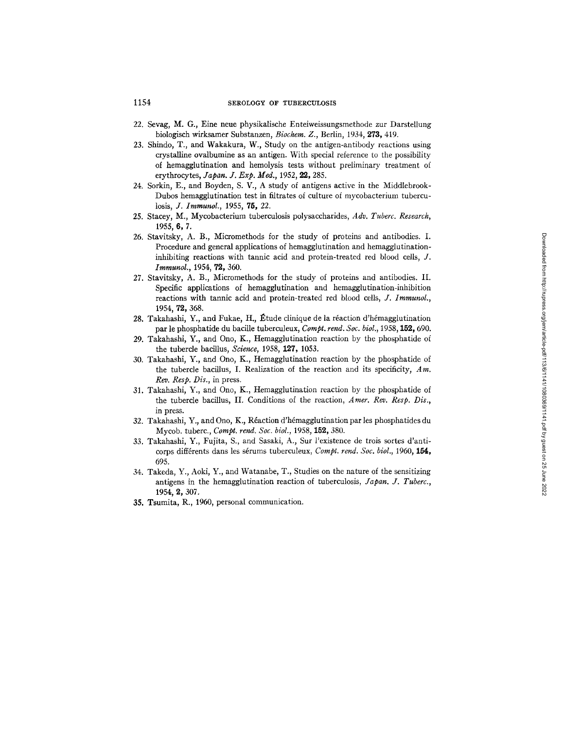22. Sevag, M. G., Eine neue physikalische Enteiweissungsmethode zur Darstellung biologisch wirksamer Substanzen, *Biochem. Z.*, Berlin, 1934, **273,** 419.
23. Shindo, T., and Wakakura, W., Study on the antigen-antibody reactions using crystalline ovalbumine as an antigen. With special reference to the possibility of hemagglutination and hemolysis tests without preliminary treatment of erythrocytes, *Japan. J. Exp. Med.*, 1952, **22,** 285.
24. Sorkin, E., and Boyden, S. V., A study of antigens active in the Middlebrook-Dubos hemagglutination test in filtrates of culture of mycobacterium tuberculosis, *J. Immunol.*, 1955, **75,** 22.
25. Stacey, M., Mycobacterium tuberculosis polysaccharides, *Adv. Tuberc. Research*, 1955, **6,** 7.
26. Stavitsky, A. B., Micromethods for the study of proteins and antibodies. I. Procedure and general applications of hemagglutination and hemagglutination-inhibiting reactions with tannic acid and protein-treated red blood cells, *J. Immunol.*, 1954, **72,** 360.
27. Stavitsky, A. B., Micromethods for the study of proteins and antibodies. II. Specific applications of hemagglutination and hemagglutination-inhibition reactions with tannic acid and protein-treated red blood cells, *J. Immunol.*, 1954, **72,** 368.
28. Takahashi, Y., and Fukae, H., Étude clinique de la réaction d'hémagglutination par le phosphatide du bacille tuberculeux, *Compt. rend. Soc. biol.*, 1958, **152,** 690.
29. Takahashi, Y., and Ono, K., Hemagglutination reaction by the phosphatide of the tubercle bacillus, *Science*, 1958, **127,** 1053.
30. Takahashi, Y., and Ono, K., Hemagglutination reaction by the phosphatide of the tubercle bacillus, I. Realization of the reaction and its specificity, *Am. Rev. Resp. Dis.*, in press.
31. Takahashi, Y., and Ono, K., Hemagglutination reaction by the phosphatide of the tubercle bacillus, II. Conditions of the reaction, *Amer. Rev. Resp. Dis.*, in press.
32. Takahashi, Y., and Ono, K., Réaction d'hémagglutination par les phosphatides du Mycob. tuberc., *Compt. rend. Soc. biol.*, 1958, **152,** 380.
33. Takahashi, Y., Fujita, S., and Sasaki, A., Sur l'existence de trois sortes d'anticorps différents dans les sérums tuberculeux, *Compt. rend. Soc. biol.*, 1960, **154,** 695.
34. Takeda, Y., Aoki, Y., and Watanabe, T., Studies on the nature of the sensitizing antigens in the hemagglutination reaction of tuberculosis, *Japan. J. Tuberc.*, 1954, **2,** 307.
35. Tsumita, R., 1960, personal communication.